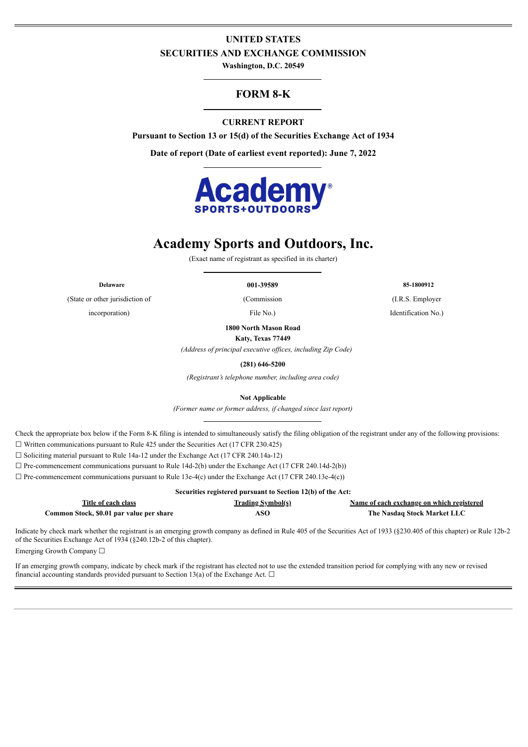# UNITED STATES
# SECURITIES AND EXCHANGE COMMISSION

**Washington, D.C. 20549**

## FORM 8-K

**CURRENT REPORT**

**Pursuant to Section 13 or 15(d) of the Securities Exchange Act of 1934**

**Date of report (Date of earliest event reported): June 7, 2022**

# Academy Sports and Outdoors, Inc.

(Exact name of registrant as specified in its charter)

| **Delaware** | **001-39589** | **85-1800912** |
|---|---|---|
| (State or other jurisdiction of incorporation) | (Commission File No.) | (I.R.S. Employer Identification No.) |

**1800 North Mason Road**
**Katy, Texas 77449**

*(Address of principal executive offices, including Zip Code)*

**(281) 646-5200**

*(Registrant's telephone number, including area code)*

**Not Applicable**

*(Former name or former address, if changed since last report)*

Check the appropriate box below if the Form 8-K filing is intended to simultaneously satisfy the filing obligation of the registrant under any of the following provisions:

☐ Written communications pursuant to Rule 425 under the Securities Act (17 CFR 230.425)

☐ Soliciting material pursuant to Rule 14a-12 under the Exchange Act (17 CFR 240.14a-12)

☐ Pre-commencement communications pursuant to Rule 14d-2(b) under the Exchange Act (17 CFR 240.14d-2(b))

☐ Pre-commencement communications pursuant to Rule 13e-4(c) under the Exchange Act (17 CFR 240.13e-4(c))

**Securities registered pursuant to Section 12(b) of the Act:**

| Title of each class | Trading Symbol(s) | Name of each exchange on which registered |
|---|---|---|
| **Common Stock, $0.01 par value per share** | **ASO** | **The Nasdaq Stock Market LLC** |

Indicate by check mark whether the registrant is an emerging growth company as defined in Rule 405 of the Securities Act of 1933 (§230.405 of this chapter) or Rule 12b-2 of the Securities Exchange Act of 1934 (§240.12b-2 of this chapter).

Emerging Growth Company ☐

If an emerging growth company, indicate by check mark if the registrant has elected not to use the extended transition period for complying with any new or revised financial accounting standards provided pursuant to Section 13(a) of the Exchange Act. ☐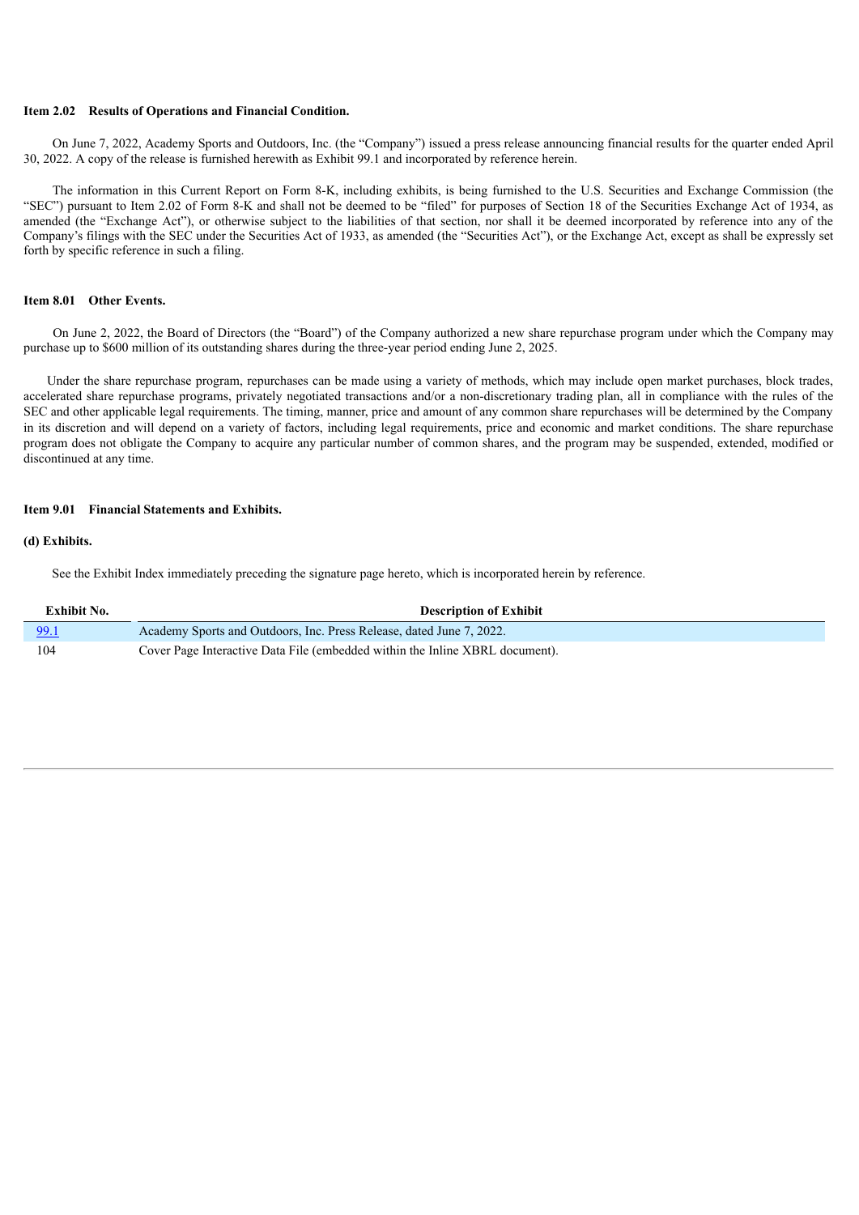**Item 2.02 Results of Operations and Financial Condition.**

On June 7, 2022, Academy Sports and Outdoors, Inc. (the "Company") issued a press release announcing financial results for the quarter ended April 30, 2022. A copy of the release is furnished herewith as Exhibit 99.1 and incorporated by reference herein.

The information in this Current Report on Form 8-K, including exhibits, is being furnished to the U.S. Securities and Exchange Commission (the "SEC") pursuant to Item 2.02 of Form 8-K and shall not be deemed to be "filed" for purposes of Section 18 of the Securities Exchange Act of 1934, as amended (the "Exchange Act"), or otherwise subject to the liabilities of that section, nor shall it be deemed incorporated by reference into any of the Company's filings with the SEC under the Securities Act of 1933, as amended (the "Securities Act"), or the Exchange Act, except as shall be expressly set forth by specific reference in such a filing.

**Item 8.01 Other Events.**

On June 2, 2022, the Board of Directors (the "Board") of the Company authorized a new share repurchase program under which the Company may purchase up to $600 million of its outstanding shares during the three-year period ending June 2, 2025.

Under the share repurchase program, repurchases can be made using a variety of methods, which may include open market purchases, block trades, accelerated share repurchase programs, privately negotiated transactions and/or a non-discretionary trading plan, all in compliance with the rules of the SEC and other applicable legal requirements. The timing, manner, price and amount of any common share repurchases will be determined by the Company in its discretion and will depend on a variety of factors, including legal requirements, price and economic and market conditions. The share repurchase program does not obligate the Company to acquire any particular number of common shares, and the program may be suspended, extended, modified or discontinued at any time.

**Item 9.01 Financial Statements and Exhibits.**

**(d) Exhibits.**

See the Exhibit Index immediately preceding the signature page hereto, which is incorporated herein by reference.

| Exhibit No. | Description of Exhibit |
|---|---|
| 99.1 | Academy Sports and Outdoors, Inc. Press Release, dated June 7, 2022. |
| 104 | Cover Page Interactive Data File (embedded within the Inline XBRL document). |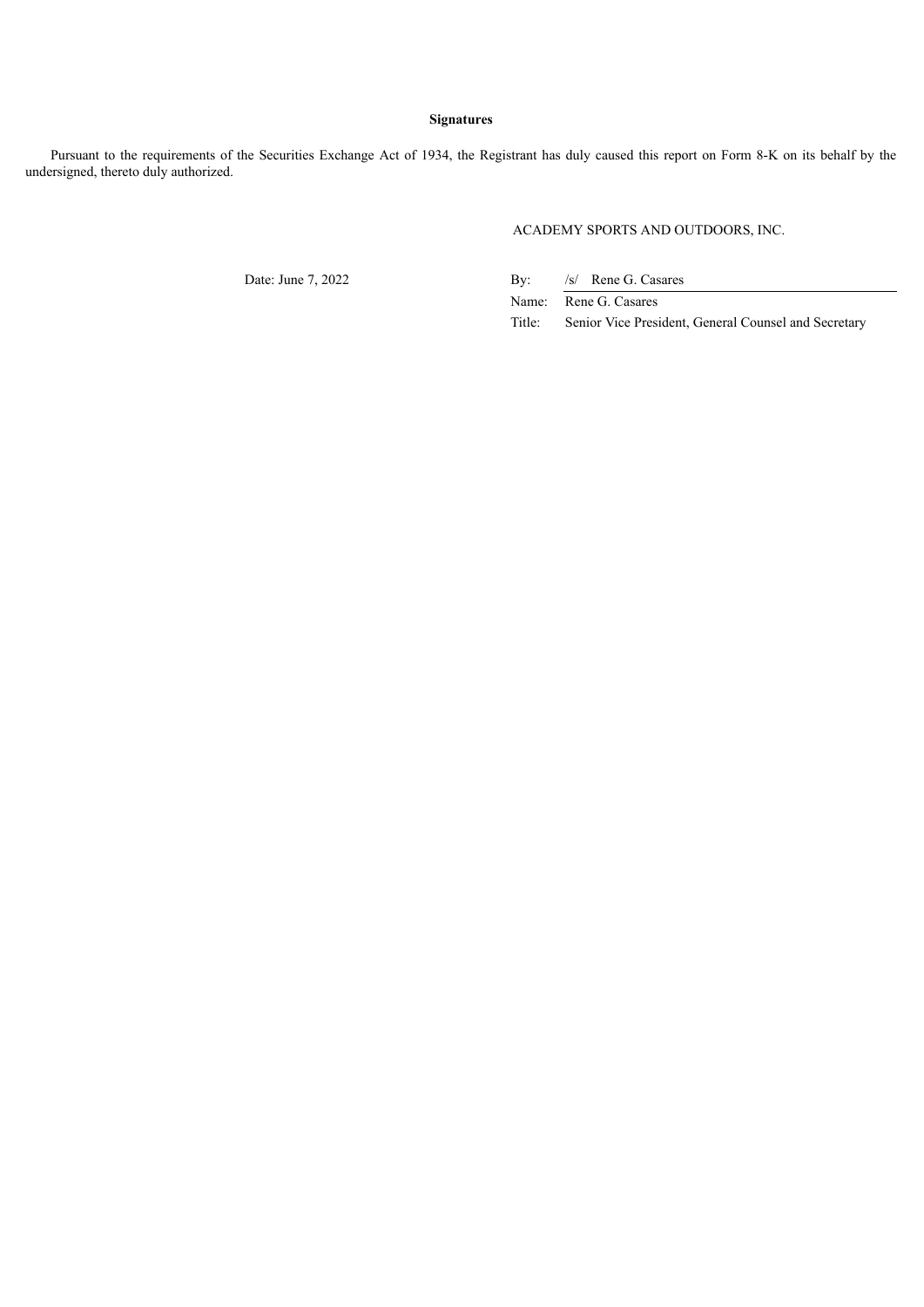**Signatures**

Pursuant to the requirements of the Securities Exchange Act of 1934, the Registrant has duly caused this report on Form 8-K on its behalf by the undersigned, thereto duly authorized.

ACADEMY SPORTS AND OUTDOORS, INC.

| Date: June 7, 2022 | By: | /s/ Rene G. Casares |
|---|---|---|
| | Name: | Rene G. Casares |
| | Title: | Senior Vice President, General Counsel and Secretary |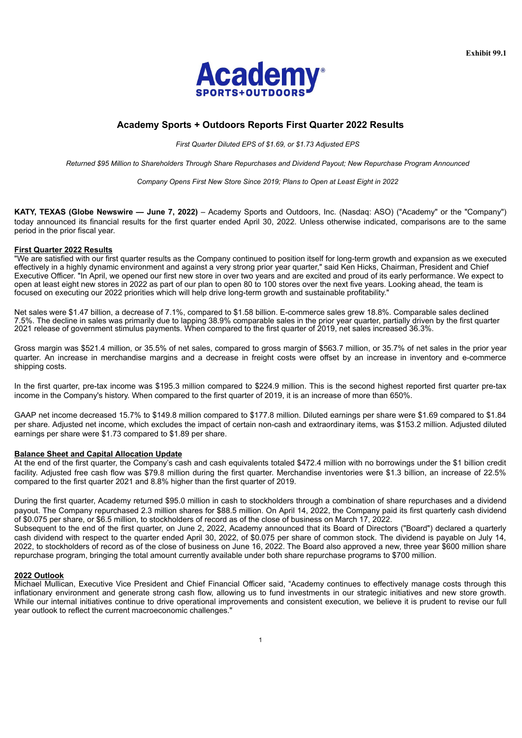Exhibit 99.1

# Academy Sports + Outdoors Reports First Quarter 2022 Results

*First Quarter Diluted EPS of $1.69, or $1.73 Adjusted EPS*

*Returned $95 Million to Shareholders Through Share Repurchases and Dividend Payout; New Repurchase Program Announced*

*Company Opens First New Store Since 2019; Plans to Open at Least Eight in 2022*

**KATY, TEXAS (Globe Newswire — June 7, 2022)** – Academy Sports and Outdoors, Inc. (Nasdaq: ASO) ("Academy" or the "Company") today announced its financial results for the first quarter ended April 30, 2022. Unless otherwise indicated, comparisons are to the same period in the prior fiscal year.

## First Quarter 2022 Results

"We are satisfied with our first quarter results as the Company continued to position itself for long-term growth and expansion as we executed effectively in a highly dynamic environment and against a very strong prior year quarter," said Ken Hicks, Chairman, President and Chief Executive Officer. "In April, we opened our first new store in over two years and are excited and proud of its early performance. We expect to open at least eight new stores in 2022 as part of our plan to open 80 to 100 stores over the next five years. Looking ahead, the team is focused on executing our 2022 priorities which will help drive long-term growth and sustainable profitability."

Net sales were $1.47 billion, a decrease of 7.1%, compared to $1.58 billion. E-commerce sales grew 18.8%. Comparable sales declined 7.5%. The decline in sales was primarily due to lapping 38.9% comparable sales in the prior year quarter, partially driven by the first quarter 2021 release of government stimulus payments. When compared to the first quarter of 2019, net sales increased 36.3%.

Gross margin was $521.4 million, or 35.5% of net sales, compared to gross margin of $563.7 million, or 35.7% of net sales in the prior year quarter. An increase in merchandise margins and a decrease in freight costs were offset by an increase in inventory and e-commerce shipping costs.

In the first quarter, pre-tax income was $195.3 million compared to $224.9 million. This is the second highest reported first quarter pre-tax income in the Company's history. When compared to the first quarter of 2019, it is an increase of more than 650%.

GAAP net income decreased 15.7% to $149.8 million compared to $177.8 million. Diluted earnings per share were $1.69 compared to $1.84 per share. Adjusted net income, which excludes the impact of certain non-cash and extraordinary items, was $153.2 million. Adjusted diluted earnings per share were $1.73 compared to $1.89 per share.

## Balance Sheet and Capital Allocation Update

At the end of the first quarter, the Company's cash and cash equivalents totaled $472.4 million with no borrowings under the $1 billion credit facility. Adjusted free cash flow was $79.8 million during the first quarter. Merchandise inventories were $1.3 billion, an increase of 22.5% compared to the first quarter 2021 and 8.8% higher than the first quarter of 2019.

During the first quarter, Academy returned $95.0 million in cash to stockholders through a combination of share repurchases and a dividend payout. The Company repurchased 2.3 million shares for $88.5 million. On April 14, 2022, the Company paid its first quarterly cash dividend of $0.075 per share, or $6.5 million, to stockholders of record as of the close of business on March 17, 2022.

Subsequent to the end of the first quarter, on June 2, 2022, Academy announced that its Board of Directors ("Board") declared a quarterly cash dividend with respect to the quarter ended April 30, 2022, of $0.075 per share of common stock. The dividend is payable on July 14, 2022, to stockholders of record as of the close of business on June 16, 2022. The Board also approved a new, three year $600 million share repurchase program, bringing the total amount currently available under both share repurchase programs to $700 million.

## 2022 Outlook

Michael Mullican, Executive Vice President and Chief Financial Officer said, "Academy continues to effectively manage costs through this inflationary environment and generate strong cash flow, allowing us to fund investments in our strategic initiatives and new store growth. While our internal initiatives continue to drive operational improvements and consistent execution, we believe it is prudent to revise our full year outlook to reflect the current macroeconomic challenges."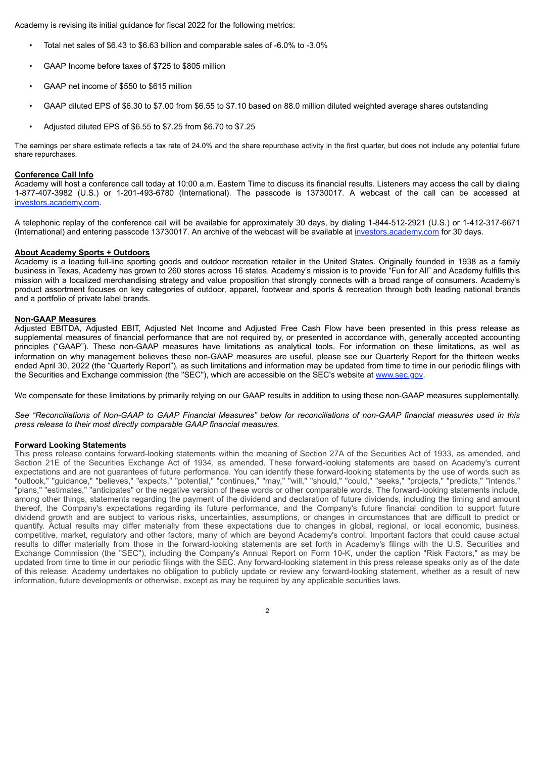Academy is revising its initial guidance for fiscal 2022 for the following metrics:

- Total net sales of $6.43 to $6.63 billion and comparable sales of -6.0% to -3.0%
- GAAP Income before taxes of $725 to $805 million
- GAAP net income of $550 to $615 million
- GAAP diluted EPS of $6.30 to $7.00 from $6.55 to $7.10 based on 88.0 million diluted weighted average shares outstanding
- Adjusted diluted EPS of $6.55 to $7.25 from $6.70 to $7.25

The earnings per share estimate reflects a tax rate of 24.0% and the share repurchase activity in the first quarter, but does not include any potential future share repurchases.

**Conference Call Info**

Academy will host a conference call today at 10:00 a.m. Eastern Time to discuss its financial results. Listeners may access the call by dialing 1-877-407-3982 (U.S.) or 1-201-493-6780 (International). The passcode is 13730017. A webcast of the call can be accessed at investors.academy.com.

A telephonic replay of the conference call will be available for approximately 30 days, by dialing 1-844-512-2921 (U.S.) or 1-412-317-6671 (International) and entering passcode 13730017. An archive of the webcast will be available at investors.academy.com for 30 days.

**About Academy Sports + Outdoors**

Academy is a leading full-line sporting goods and outdoor recreation retailer in the United States. Originally founded in 1938 as a family business in Texas, Academy has grown to 260 stores across 16 states. Academy's mission is to provide "Fun for All" and Academy fulfills this mission with a localized merchandising strategy and value proposition that strongly connects with a broad range of consumers. Academy's product assortment focuses on key categories of outdoor, apparel, footwear and sports & recreation through both leading national brands and a portfolio of private label brands.

**Non-GAAP Measures**

Adjusted EBITDA, Adjusted EBIT, Adjusted Net Income and Adjusted Free Cash Flow have been presented in this press release as supplemental measures of financial performance that are not required by, or presented in accordance with, generally accepted accounting principles ("GAAP"). These non-GAAP measures have limitations as analytical tools. For information on these limitations, as well as information on why management believes these non-GAAP measures are useful, please see our Quarterly Report for the thirteen weeks ended April 30, 2022 (the "Quarterly Report"), as such limitations and information may be updated from time to time in our periodic filings with the Securities and Exchange commission (the "SEC"), which are accessible on the SEC's website at www.sec.gov.

We compensate for these limitations by primarily relying on our GAAP results in addition to using these non-GAAP measures supplementally.

*See "Reconciliations of Non-GAAP to GAAP Financial Measures" below for reconciliations of non-GAAP financial measures used in this press release to their most directly comparable GAAP financial measures.*

**Forward Looking Statements**

This press release contains forward-looking statements within the meaning of Section 27A of the Securities Act of 1933, as amended, and Section 21E of the Securities Exchange Act of 1934, as amended. These forward-looking statements are based on Academy's current expectations and are not guarantees of future performance. You can identify these forward-looking statements by the use of words such as "outlook," "guidance," "believes," "expects," "potential," "continues," "may," "will," "should," "could," "seeks," "projects," "predicts," "intends," "plans," "estimates," "anticipates" or the negative version of these words or other comparable words. The forward-looking statements include, among other things, statements regarding the payment of the dividend and declaration of future dividends, including the timing and amount thereof, the Company's expectations regarding its future performance, and the Company's future financial condition to support future dividend growth and are subject to various risks, uncertainties, assumptions, or changes in circumstances that are difficult to predict or quantify. Actual results may differ materially from these expectations due to changes in global, regional, or local economic, business, competitive, market, regulatory and other factors, many of which are beyond Academy's control. Important factors that could cause actual results to differ materially from those in the forward-looking statements are set forth in Academy's filings with the U.S. Securities and Exchange Commission (the "SEC"), including the Company's Annual Report on Form 10-K, under the caption "Risk Factors," as may be updated from time to time in our periodic filings with the SEC. Any forward-looking statement in this press release speaks only as of the date of this release. Academy undertakes no obligation to publicly update or review any forward-looking statement, whether as a result of new information, future developments or otherwise, except as may be required by any applicable securities laws.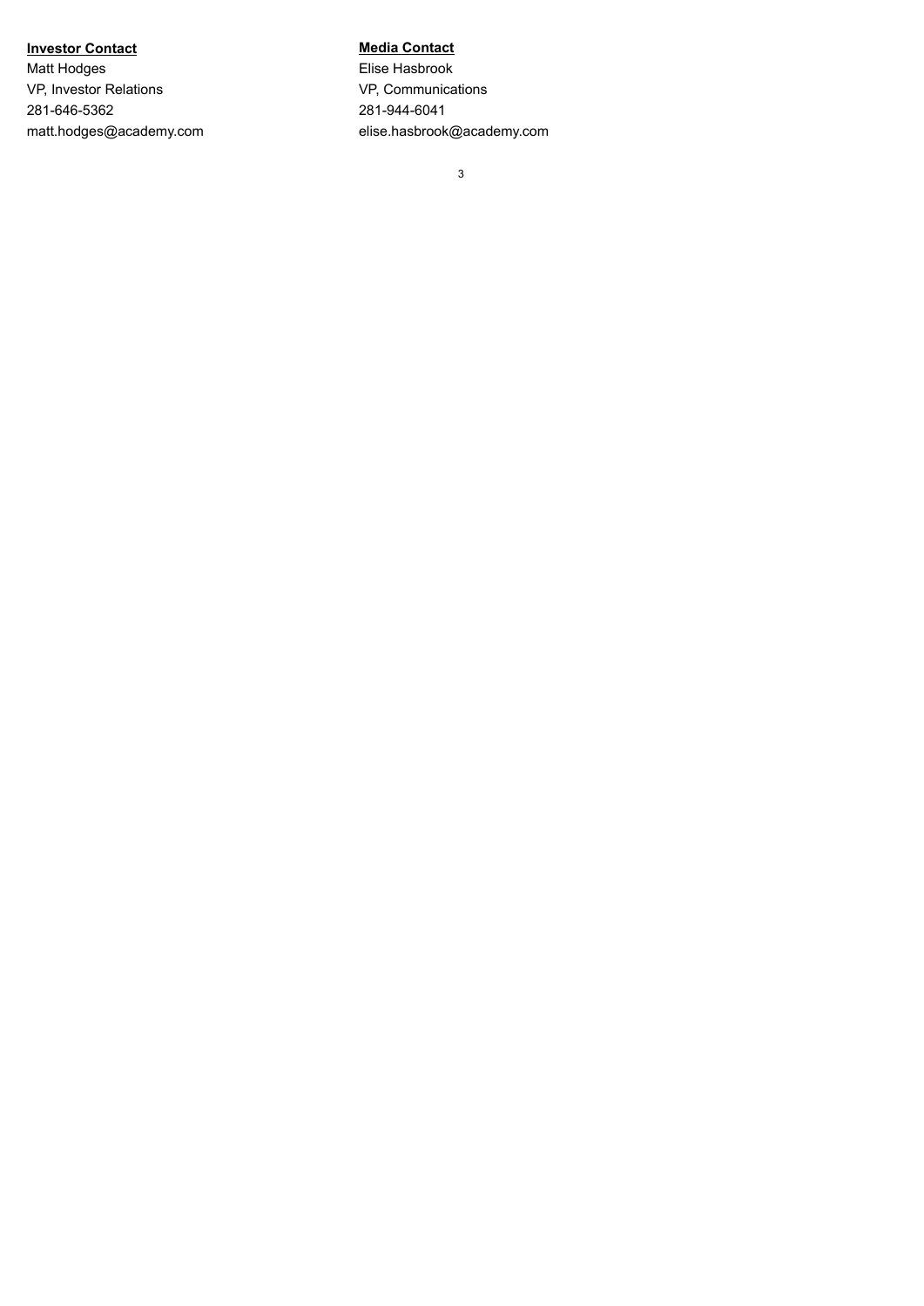**Investor Contact**
Matt Hodges
VP, Investor Relations
281-646-5362
matt.hodges@academy.com

**Media Contact**
Elise Hasbrook
VP, Communications
281-944-6041
elise.hasbrook@academy.com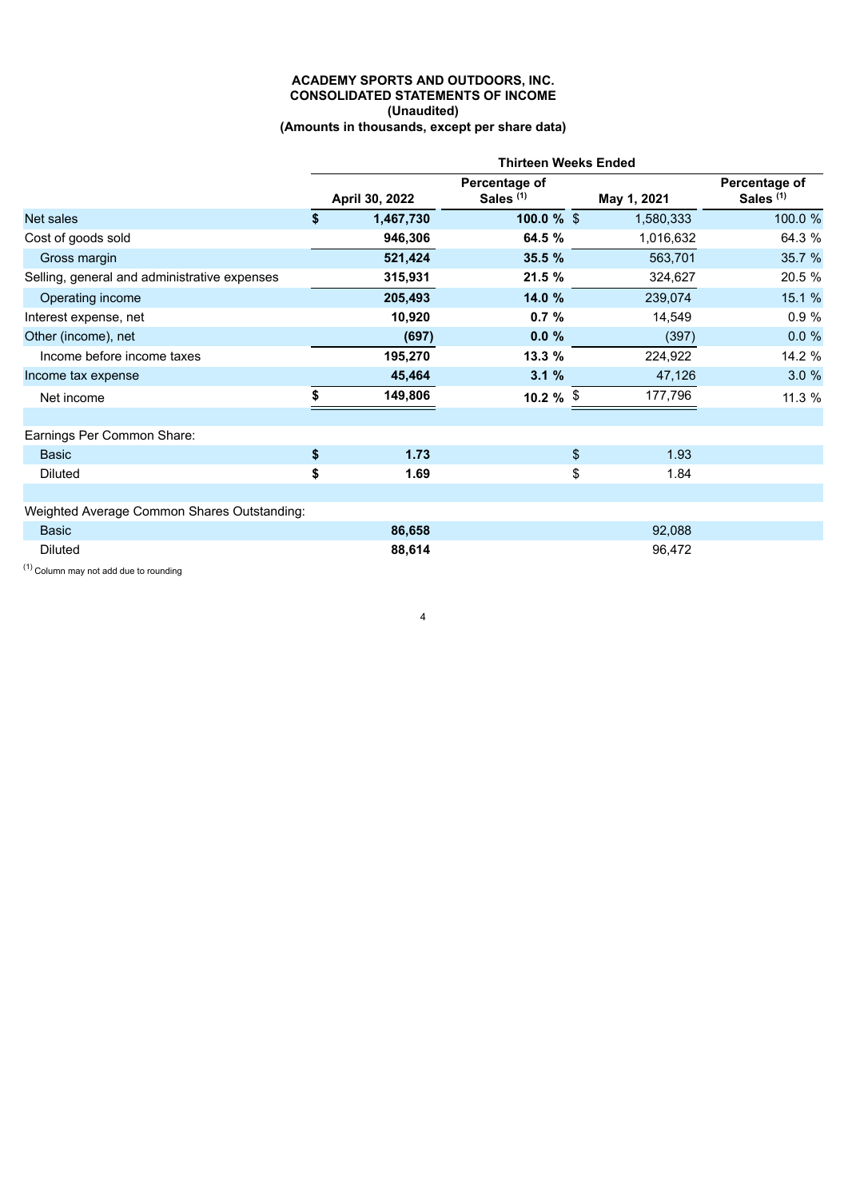**ACADEMY SPORTS AND OUTDOORS, INC.**
**CONSOLIDATED STATEMENTS OF INCOME**
**(Unaudited)**
**(Amounts in thousands, except per share data)**

| | Thirteen Weeks Ended | | | |
|---|---|---|---|---|
| | **April 30, 2022** | **Percentage of Sales [1]** | **May 1, 2021** | **Percentage of Sales [1]** |
| Net sales | **$ 1,467,730** | **100.0 %** | $ 1,580,333 | 100.0 % |
| Cost of goods sold | **946,306** | **64.5 %** | 1,016,632 | 64.3 % |
| Gross margin | **521,424** | **35.5 %** | 563,701 | 35.7 % |
| Selling, general and administrative expenses | **315,931** | **21.5 %** | 324,627 | 20.5 % |
| Operating income | **205,493** | **14.0 %** | 239,074 | 15.1 % |
| Interest expense, net | **10,920** | **0.7 %** | 14,549 | 0.9 % |
| Other (income), net | **(697)** | **0.0 %** | (397) | 0.0 % |
| Income before income taxes | **195,270** | **13.3 %** | 224,922 | 14.2 % |
| Income tax expense | **45,464** | **3.1 %** | 47,126 | 3.0 % |
| Net income | **$ 149,806** | **10.2 %** | $ 177,796 | 11.3 % |
| | | | | |
| Earnings Per Common Share: | | | | |
| Basic | **$ 1.73** | | $ 1.93 | |
| Diluted | **$ 1.69** | | $ 1.84 | |
| | | | | |
| Weighted Average Common Shares Outstanding: | | | | |
| Basic | **86,658** | | 92,088 | |
| Diluted | **88,614** | | 96,472 | |

[1] Column may not add due to rounding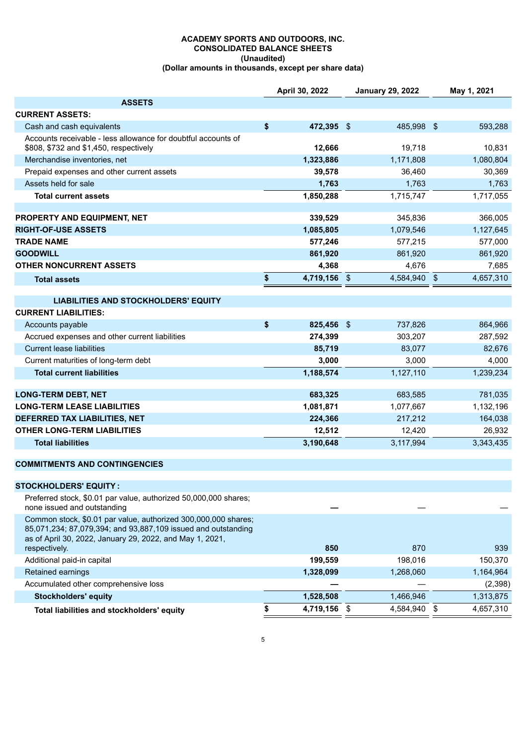# ACADEMY SPORTS AND OUTDOORS, INC.
## CONSOLIDATED BALANCE SHEETS
### (Unaudited)
### (Dollar amounts in thousands, except per share data)

| | April 30, 2022 | January 29, 2022 | May 1, 2021 |
|---|---|---|---|
| **ASSETS** | | | |
| **CURRENT ASSETS:** | | | |
| Cash and cash equivalents | **$ 472,395** | $ 485,998 | $ 593,288 |
| Accounts receivable - less allowance for doubtful accounts of $808, $732 and $1,450, respectively | **12,666** | 19,718 | 10,831 |
| Merchandise inventories, net | **1,323,886** | 1,171,808 | 1,080,804 |
| Prepaid expenses and other current assets | **39,578** | 36,460 | 30,369 |
| Assets held for sale | **1,763** | 1,763 | 1,763 |
| **Total current assets** | **1,850,288** | 1,715,747 | 1,717,055 |
| | | | |
| **PROPERTY AND EQUIPMENT, NET** | **339,529** | 345,836 | 366,005 |
| **RIGHT-OF-USE ASSETS** | **1,085,805** | 1,079,546 | 1,127,645 |
| **TRADE NAME** | **577,246** | 577,215 | 577,000 |
| **GOODWILL** | **861,920** | 861,920 | 861,920 |
| **OTHER NONCURRENT ASSETS** | **4,368** | 4,676 | 7,685 |
| **Total assets** | **$ 4,719,156** | $ 4,584,940 | $ 4,657,310 |
| | | | |
| **LIABILITIES AND STOCKHOLDERS' EQUITY** | | | |
| **CURRENT LIABILITIES:** | | | |
| Accounts payable | **$ 825,456** | $ 737,826 | 864,966 |
| Accrued expenses and other current liabilities | **274,399** | 303,207 | 287,592 |
| Current lease liabilities | **85,719** | 83,077 | 82,676 |
| Current maturities of long-term debt | **3,000** | 3,000 | 4,000 |
| **Total current liabilities** | **1,188,574** | 1,127,110 | 1,239,234 |
| | | | |
| **LONG-TERM DEBT, NET** | **683,325** | 683,585 | 781,035 |
| **LONG-TERM LEASE LIABILITIES** | **1,081,871** | 1,077,667 | 1,132,196 |
| **DEFERRED TAX LIABILITIES, NET** | **224,366** | 217,212 | 164,038 |
| **OTHER LONG-TERM LIABILITIES** | **12,512** | 12,420 | 26,932 |
| **Total liabilities** | **3,190,648** | 3,117,994 | 3,343,435 |
| | | | |
| **COMMITMENTS AND CONTINGENCIES** | | | |
| | | | |
| **STOCKHOLDERS' EQUITY :** | | | |
| Preferred stock, $0.01 par value, authorized 50,000,000 shares; none issued and outstanding | **—** | — | — |
| Common stock, $0.01 par value, authorized 300,000,000 shares; 85,071,234; 87,079,394; and 93,887,109 issued and outstanding as of April 30, 2022, January 29, 2022, and May 1, 2021, respectively. | **850** | 870 | 939 |
| Additional paid-in capital | **199,559** | 198,016 | 150,370 |
| Retained earnings | **1,328,099** | 1,268,060 | 1,164,964 |
| Accumulated other comprehensive loss | **—** | — | (2,398) |
| **Stockholders' equity** | **1,528,508** | 1,466,946 | 1,313,875 |
| **Total liabilities and stockholders' equity** | **$ 4,719,156** | $ 4,584,940 | $ 4,657,310 |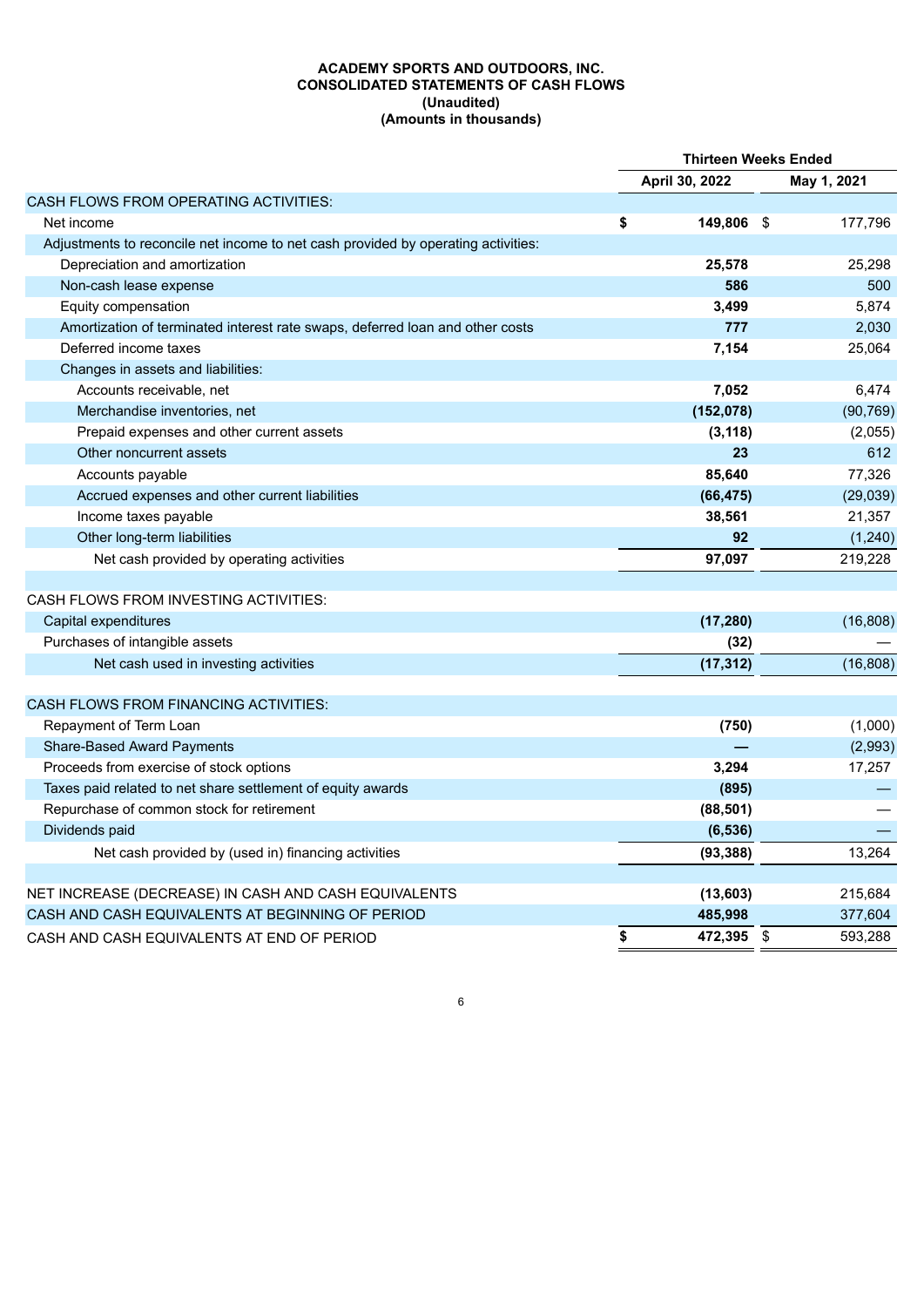**ACADEMY SPORTS AND OUTDOORS, INC.**
**CONSOLIDATED STATEMENTS OF CASH FLOWS**
**(Unaudited)**
**(Amounts in thousands)**

| | Thirteen Weeks Ended | |
|---|---|---|
| | **April 30, 2022** | **May 1, 2021** |
| CASH FLOWS FROM OPERATING ACTIVITIES: | | |
| Net income | **$ 149,806** | $ 177,796 |
| Adjustments to reconcile net income to net cash provided by operating activities: | | |
| Depreciation and amortization | **25,578** | 25,298 |
| Non-cash lease expense | **586** | 500 |
| Equity compensation | **3,499** | 5,874 |
| Amortization of terminated interest rate swaps, deferred loan and other costs | **777** | 2,030 |
| Deferred income taxes | **7,154** | 25,064 |
| Changes in assets and liabilities: | | |
| Accounts receivable, net | **7,052** | 6,474 |
| Merchandise inventories, net | **(152,078)** | (90,769) |
| Prepaid expenses and other current assets | **(3,118)** | (2,055) |
| Other noncurrent assets | **23** | 612 |
| Accounts payable | **85,640** | 77,326 |
| Accrued expenses and other current liabilities | **(66,475)** | (29,039) |
| Income taxes payable | **38,561** | 21,357 |
| Other long-term liabilities | **92** | (1,240) |
| Net cash provided by operating activities | **97,097** | 219,228 |
| | | |
| CASH FLOWS FROM INVESTING ACTIVITIES: | | |
| Capital expenditures | **(17,280)** | (16,808) |
| Purchases of intangible assets | **(32)** | — |
| Net cash used in investing activities | **(17,312)** | (16,808) |
| | | |
| CASH FLOWS FROM FINANCING ACTIVITIES: | | |
| Repayment of Term Loan | **(750)** | (1,000) |
| Share-Based Award Payments | **—** | (2,993) |
| Proceeds from exercise of stock options | **3,294** | 17,257 |
| Taxes paid related to net share settlement of equity awards | **(895)** | — |
| Repurchase of common stock for retirement | **(88,501)** | — |
| Dividends paid | **(6,536)** | — |
| Net cash provided by (used in) financing activities | **(93,388)** | 13,264 |
| | | |
| NET INCREASE (DECREASE) IN CASH AND CASH EQUIVALENTS | **(13,603)** | 215,684 |
| CASH AND CASH EQUIVALENTS AT BEGINNING OF PERIOD | **485,998** | 377,604 |
| CASH AND CASH EQUIVALENTS AT END OF PERIOD | **$ 472,395** | $ 593,288 |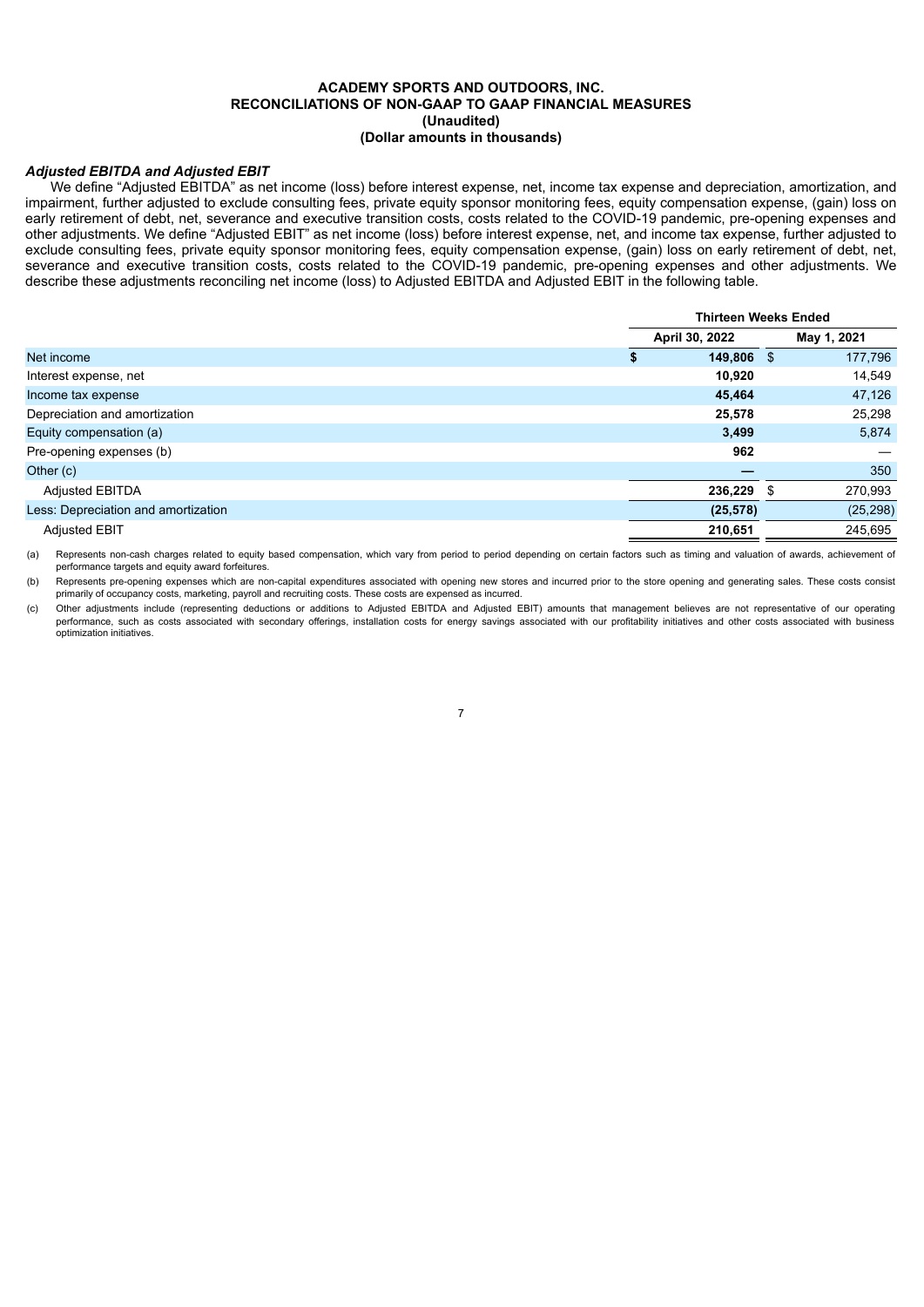# ACADEMY SPORTS AND OUTDOORS, INC.
## RECONCILIATIONS OF NON-GAAP TO GAAP FINANCIAL MEASURES
### (Unaudited)
### (Dollar amounts in thousands)

***Adjusted EBITDA and Adjusted EBIT***

We define "Adjusted EBITDA" as net income (loss) before interest expense, net, income tax expense and depreciation, amortization, and impairment, further adjusted to exclude consulting fees, private equity sponsor monitoring fees, equity compensation expense, (gain) loss on early retirement of debt, net, severance and executive transition costs, costs related to the COVID-19 pandemic, pre-opening expenses and other adjustments. We define "Adjusted EBIT" as net income (loss) before interest expense, net, and income tax expense, further adjusted to exclude consulting fees, private equity sponsor monitoring fees, equity compensation expense, (gain) loss on early retirement of debt, net, severance and executive transition costs, costs related to the COVID-19 pandemic, pre-opening expenses and other adjustments. We describe these adjustments reconciling net income (loss) to Adjusted EBITDA and Adjusted EBIT in the following table.

| | Thirteen Weeks Ended | |
|---|---|---|
| | **April 30, 2022** | **May 1, 2021** |
| Net income | **$ 149,806** | $ 177,796 |
| Interest expense, net | **10,920** | 14,549 |
| Income tax expense | **45,464** | 47,126 |
| Depreciation and amortization | **25,578** | 25,298 |
| Equity compensation (a) | **3,499** | 5,874 |
| Pre-opening expenses (b) | **962** | — |
| Other (c) | **—** | 350 |
| Adjusted EBITDA | **236,229** | $ 270,993 |
| Less: Depreciation and amortization | **(25,578)** | (25,298) |
| Adjusted EBIT | **210,651** | 245,695 |

(a) Represents non-cash charges related to equity based compensation, which vary from period to period depending on certain factors such as timing and valuation of awards, achievement of performance targets and equity award forfeitures.

(b) Represents pre-opening expenses which are non-capital expenditures associated with opening new stores and incurred prior to the store opening and generating sales. These costs consist primarily of occupancy costs, marketing, payroll and recruiting costs. These costs are expensed as incurred.

(c) Other adjustments include (representing deductions or additions to Adjusted EBITDA and Adjusted EBIT) amounts that management believes are not representative of our operating performance, such as costs associated with secondary offerings, installation costs for energy savings associated with our profitability initiatives and other costs associated with business optimization initiatives.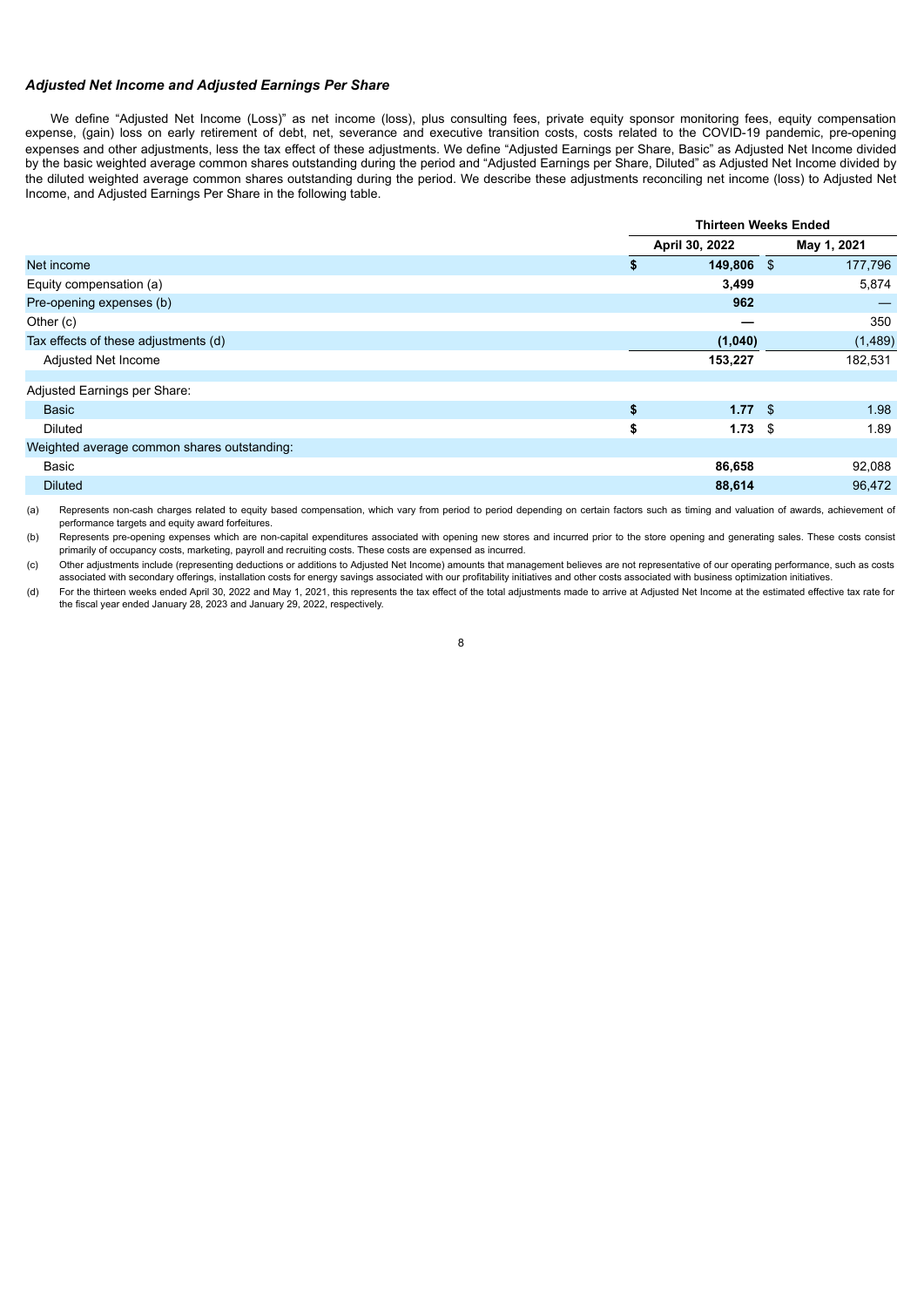### *Adjusted Net Income and Adjusted Earnings Per Share*

We define "Adjusted Net Income (Loss)" as net income (loss), plus consulting fees, private equity sponsor monitoring fees, equity compensation expense, (gain) loss on early retirement of debt, net, severance and executive transition costs, costs related to the COVID-19 pandemic, pre-opening expenses and other adjustments, less the tax effect of these adjustments. We define "Adjusted Earnings per Share, Basic" as Adjusted Net Income divided by the basic weighted average common shares outstanding during the period and "Adjusted Earnings per Share, Diluted" as Adjusted Net Income divided by the diluted weighted average common shares outstanding during the period. We describe these adjustments reconciling net income (loss) to Adjusted Net Income, and Adjusted Earnings Per Share in the following table.

| | Thirteen Weeks Ended | |
|---|---|---|
| | **April 30, 2022** | **May 1, 2021** |
| Net income | **$ 149,806** | $ 177,796 |
| Equity compensation (a) | **3,499** | 5,874 |
| Pre-opening expenses (b) | **962** | — |
| Other (c) | **—** | 350 |
| Tax effects of these adjustments (d) | **(1,040)** | (1,489) |
| Adjusted Net Income | **153,227** | 182,531 |
| | | |
| Adjusted Earnings per Share: | | |
| Basic | **$ 1.77** | $ 1.98 |
| Diluted | **$ 1.73** | $ 1.89 |
| Weighted average common shares outstanding: | | |
| Basic | **86,658** | 92,088 |
| Diluted | **88,614** | 96,472 |

(a) Represents non-cash charges related to equity based compensation, which vary from period to period depending on certain factors such as timing and valuation of awards, achievement of performance targets and equity award forfeitures.

(b) Represents pre-opening expenses which are non-capital expenditures associated with opening new stores and incurred prior to the store opening and generating sales. These costs consist primarily of occupancy costs, marketing, payroll and recruiting costs. These costs are expensed as incurred.

(c) Other adjustments include (representing deductions or additions to Adjusted Net Income) amounts that management believes are not representative of our operating performance, such as costs associated with secondary offerings, installation costs for energy savings associated with our profitability initiatives and other costs associated with business optimization initiatives.

(d) For the thirteen weeks ended April 30, 2022 and May 1, 2021, this represents the tax effect of the total adjustments made to arrive at Adjusted Net Income at the estimated effective tax rate for the fiscal year ended January 28, 2023 and January 29, 2022, respectively.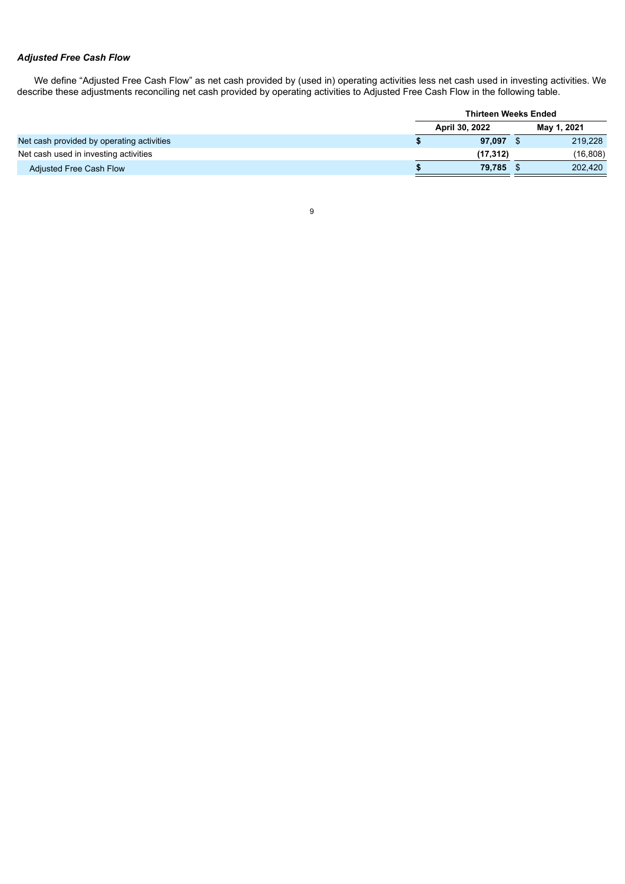### *Adjusted Free Cash Flow*

We define "Adjusted Free Cash Flow" as net cash provided by (used in) operating activities less net cash used in investing activities. We describe these adjustments reconciling net cash provided by operating activities to Adjusted Free Cash Flow in the following table.

| | Thirteen Weeks Ended | |
|---|---|---|
| | **April 30, 2022** | **May 1, 2021** |
| Net cash provided by operating activities | **$ 97,097** | $ 219,228 |
| Net cash used in investing activities | **(17,312)** | (16,808) |
| Adjusted Free Cash Flow | **$ 79,785** | $ 202,420 |